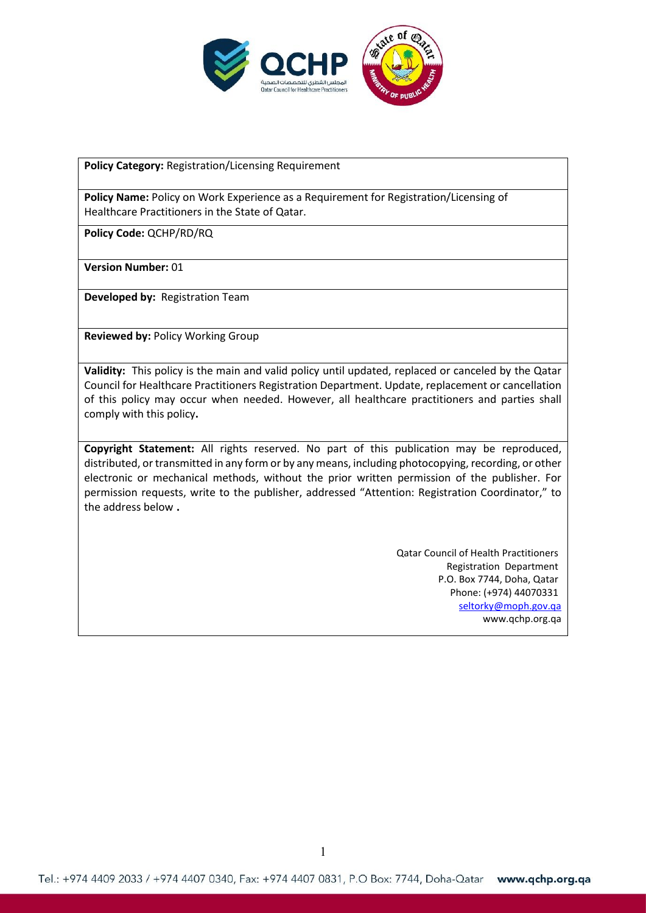**Policy Category:** Registration/Licensing Requirement

**Policy Name:** Policy on Work Experience as a Requirement for Registration/Licensing of Healthcare Practitioners in the State of Qatar.

**Policy Code:** QCHP/RD/RQ

**Version Number:** 01

**Developed by:** Registration Team

**Reviewed by:** Policy Working Group

**Validity:** This policy is the main and valid policy until updated, replaced or canceled by the Qatar Council for Healthcare Practitioners Registration Department. Update, replacement or cancellation of this policy may occur when needed. However, all healthcare practitioners and parties shall comply with this policy**.**

**Copyright Statement:** All rights reserved. No part of this publication may be reproduced, distributed, or transmitted in any form or by any means, including photocopying, recording, or other electronic or mechanical methods, without the prior written permission of the publisher. For permission requests, write to the publisher, addressed "Attention: Registration Coordinator," to the address below **.**

Qatar Council of Health Practitioners
Registration Department
P.O. Box 7744, Doha, Qatar
Phone: (+974) 44070331
seltorky@moph.gov.qa
www.qchp.org.qa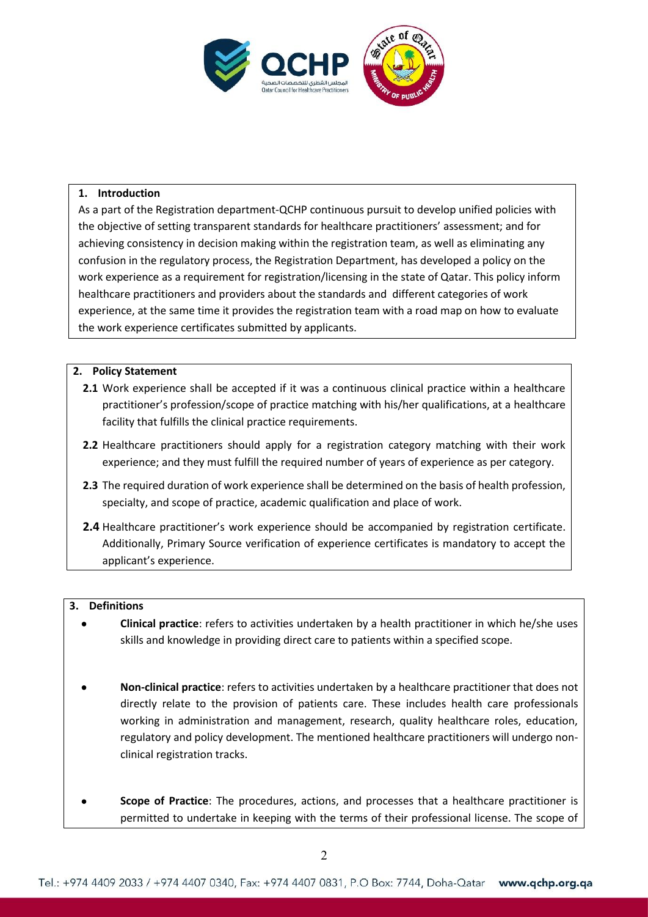## 1. Introduction

As a part of the Registration department-QCHP continuous pursuit to develop unified policies with the objective of setting transparent standards for healthcare practitioners' assessment; and for achieving consistency in decision making within the registration team, as well as eliminating any confusion in the regulatory process, the Registration Department, has developed a policy on the work experience as a requirement for registration/licensing in the state of Qatar. This policy inform healthcare practitioners and providers about the standards and different categories of work experience, at the same time it provides the registration team with a road map on how to evaluate the work experience certificates submitted by applicants.

## 2. Policy Statement

**2.1** Work experience shall be accepted if it was a continuous clinical practice within a healthcare practitioner's profession/scope of practice matching with his/her qualifications, at a healthcare facility that fulfills the clinical practice requirements.

**2.2** Healthcare practitioners should apply for a registration category matching with their work experience; and they must fulfill the required number of years of experience as per category.

**2.3** The required duration of work experience shall be determined on the basis of health profession, specialty, and scope of practice, academic qualification and place of work.

**2.4** Healthcare practitioner's work experience should be accompanied by registration certificate. Additionally, Primary Source verification of experience certificates is mandatory to accept the applicant's experience.

## 3. Definitions

- **Clinical practice**: refers to activities undertaken by a health practitioner in which he/she uses skills and knowledge in providing direct care to patients within a specified scope.
- **Non-clinical practice**: refers to activities undertaken by a healthcare practitioner that does not directly relate to the provision of patients care. These includes health care professionals working in administration and management, research, quality healthcare roles, education, regulatory and policy development. The mentioned healthcare practitioners will undergo non-clinical registration tracks.
- **Scope of Practice**: The procedures, actions, and processes that a healthcare practitioner is permitted to undertake in keeping with the terms of their professional license. The scope of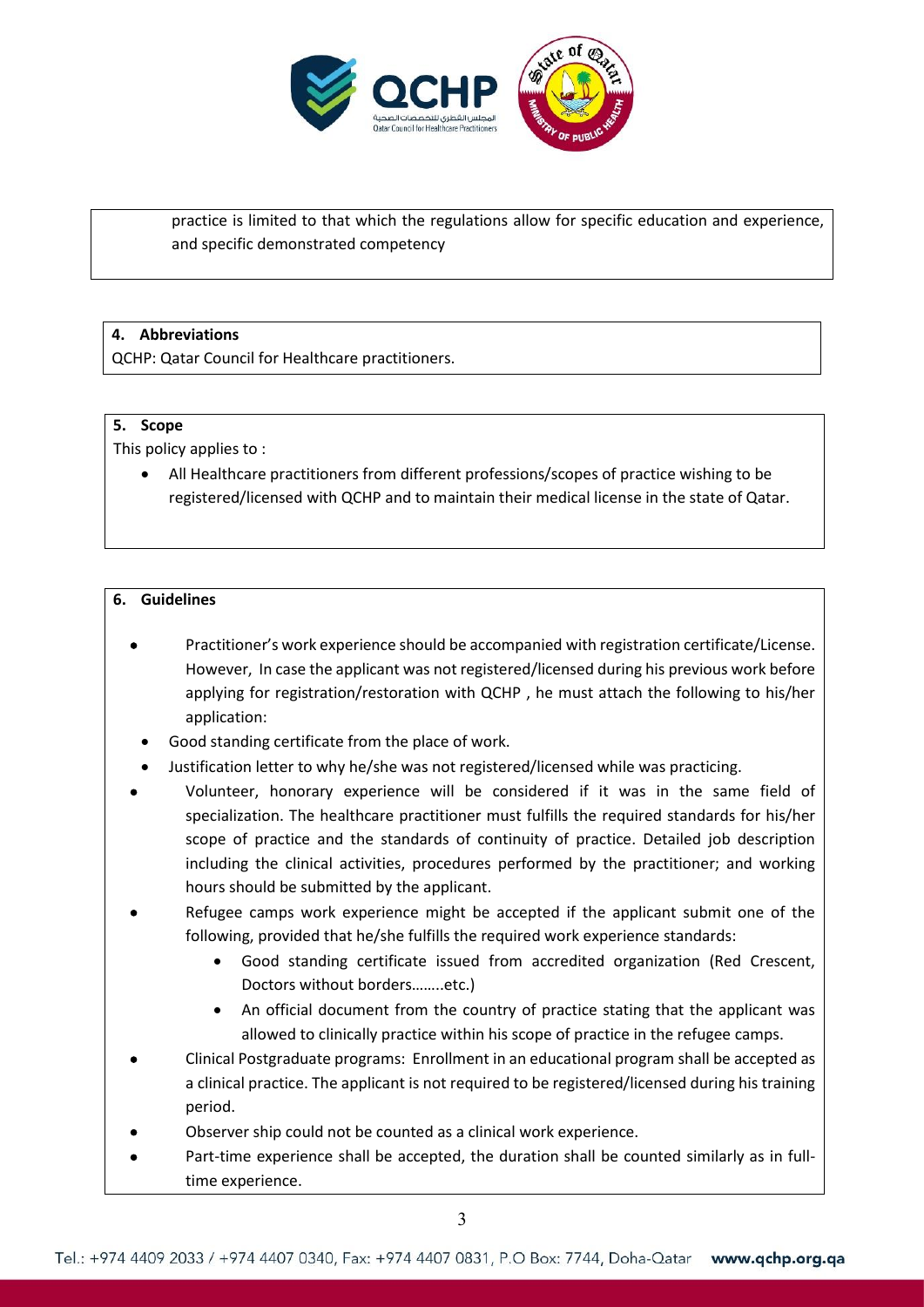practice is limited to that which the regulations allow for specific education and experience, and specific demonstrated competency

## 4. Abbreviations

QCHP: Qatar Council for Healthcare practitioners.

## 5. Scope

This policy applies to :

- All Healthcare practitioners from different professions/scopes of practice wishing to be registered/licensed with QCHP and to maintain their medical license in the state of Qatar.

## 6. Guidelines

- Practitioner's work experience should be accompanied with registration certificate/License. However, In case the applicant was not registered/licensed during his previous work before applying for registration/restoration with QCHP , he must attach the following to his/her application:
  - Good standing certificate from the place of work.
  - Justification letter to why he/she was not registered/licensed while was practicing.
- Volunteer, honorary experience will be considered if it was in the same field of specialization. The healthcare practitioner must fulfills the required standards for his/her scope of practice and the standards of continuity of practice. Detailed job description including the clinical activities, procedures performed by the practitioner; and working hours should be submitted by the applicant.
- Refugee camps work experience might be accepted if the applicant submit one of the following, provided that he/she fulfills the required work experience standards:
  - Good standing certificate issued from accredited organization (Red Crescent, Doctors without borders……..etc.)
  - An official document from the country of practice stating that the applicant was allowed to clinically practice within his scope of practice in the refugee camps.
- Clinical Postgraduate programs: Enrollment in an educational program shall be accepted as a clinical practice. The applicant is not required to be registered/licensed during his training period.
- Observer ship could not be counted as a clinical work experience.
- Part-time experience shall be accepted, the duration shall be counted similarly as in full-time experience.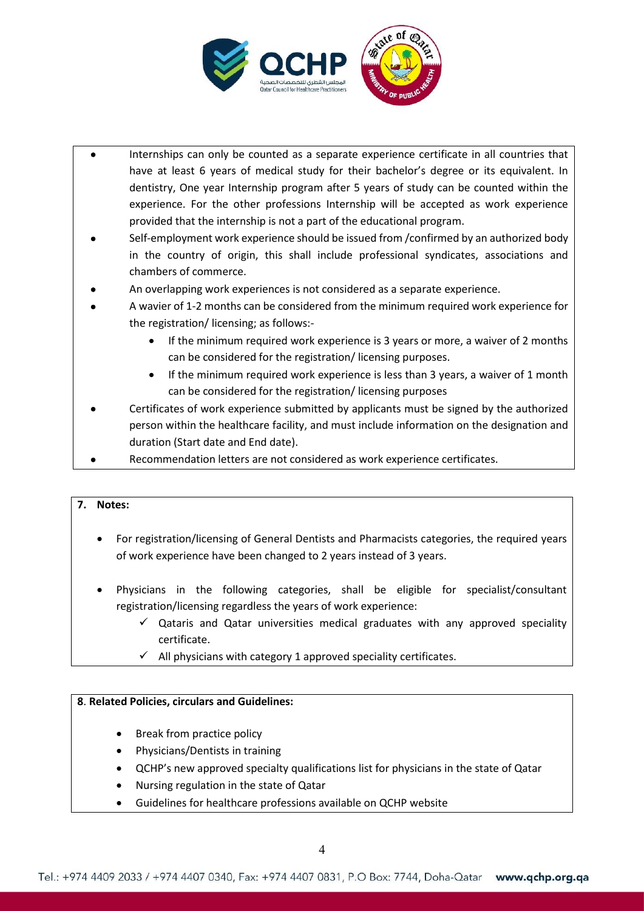- Internships can only be counted as a separate experience certificate in all countries that have at least 6 years of medical study for their bachelor's degree or its equivalent. In dentistry, One year Internship program after 5 years of study can be counted within the experience. For the other professions Internship will be accepted as work experience provided that the internship is not a part of the educational program.
- Self-employment work experience should be issued from /confirmed by an authorized body in the country of origin, this shall include professional syndicates, associations and chambers of commerce.
- An overlapping work experiences is not considered as a separate experience.
- A wavier of 1-2 months can be considered from the minimum required work experience for the registration/ licensing; as follows:-
    - If the minimum required work experience is 3 years or more, a waiver of 2 months can be considered for the registration/ licensing purposes.
    - If the minimum required work experience is less than 3 years, a waiver of 1 month can be considered for the registration/ licensing purposes
- Certificates of work experience submitted by applicants must be signed by the authorized person within the healthcare facility, and must include information on the designation and duration (Start date and End date).
- Recommendation letters are not considered as work experience certificates.

## 7. Notes:

- For registration/licensing of General Dentists and Pharmacists categories, the required years of work experience have been changed to 2 years instead of 3 years.
- Physicians in the following categories, shall be eligible for specialist/consultant registration/licensing regardless the years of work experience:
    - ✓ Qataris and Qatar universities medical graduates with any approved speciality certificate.
    - ✓ All physicians with category 1 approved speciality certificates.

## 8. Related Policies, circulars and Guidelines:

- Break from practice policy
- Physicians/Dentists in training
- QCHP's new approved specialty qualifications list for physicians in the state of Qatar
- Nursing regulation in the state of Qatar
- Guidelines for healthcare professions available on QCHP website